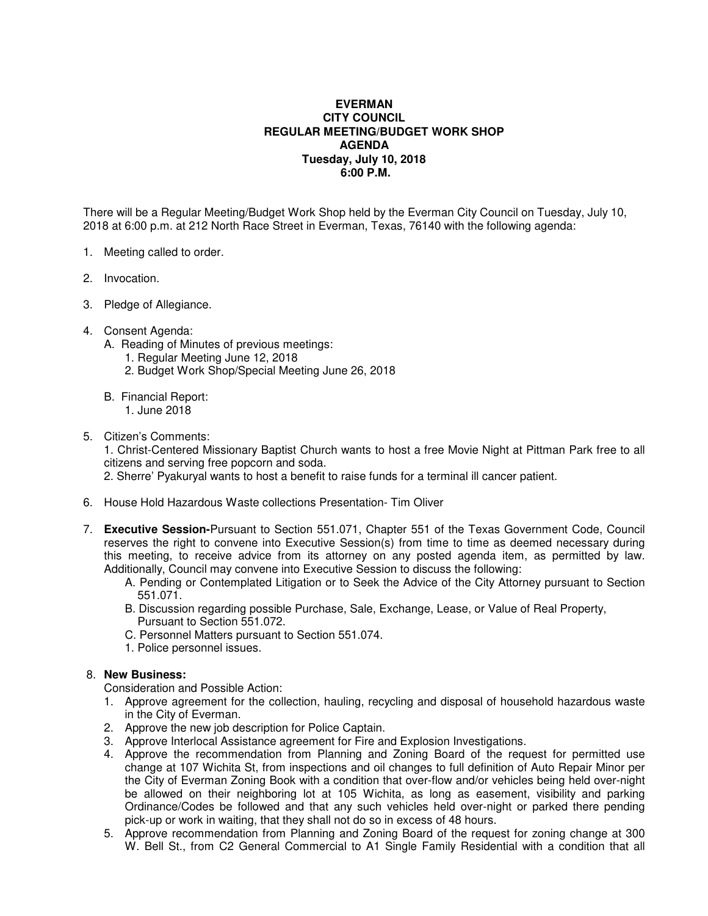**EVERMAN**
**CITY COUNCIL**
**REGULAR MEETING/BUDGET WORK SHOP**
**AGENDA**
**Tuesday, July 10, 2018**
**6:00 P.M.**

There will be a Regular Meeting/Budget Work Shop held by the Everman City Council on Tuesday, July 10, 2018 at 6:00 p.m. at 212 North Race Street in Everman, Texas, 76140 with the following agenda:

1. Meeting called to order.

2. Invocation.

3. Pledge of Allegiance.

4. Consent Agenda:
   A. Reading of Minutes of previous meetings:
      1. Regular Meeting June 12, 2018
      2. Budget Work Shop/Special Meeting June 26, 2018

   B. Financial Report:
      1. June 2018

5. Citizen's Comments:
   1. Christ-Centered Missionary Baptist Church wants to host a free Movie Night at Pittman Park free to all citizens and serving free popcorn and soda.
   2. Sherre' Pyakuryal wants to host a benefit to raise funds for a terminal ill cancer patient.

6. House Hold Hazardous Waste collections Presentation- Tim Oliver

7. **Executive Session-**Pursuant to Section 551.071, Chapter 551 of the Texas Government Code, Council reserves the right to convene into Executive Session(s) from time to time as deemed necessary during this meeting, to receive advice from its attorney on any posted agenda item, as permitted by law. Additionally, Council may convene into Executive Session to discuss the following:
   A. Pending or Contemplated Litigation or to Seek the Advice of the City Attorney pursuant to Section 551.071.
   B. Discussion regarding possible Purchase, Sale, Exchange, Lease, or Value of Real Property, Pursuant to Section 551.072.
   C. Personnel Matters pursuant to Section 551.074.
   1. Police personnel issues.

8. **New Business:**
   Consideration and Possible Action:
   1. Approve agreement for the collection, hauling, recycling and disposal of household hazardous waste in the City of Everman.
   2. Approve the new job description for Police Captain.
   3. Approve Interlocal Assistance agreement for Fire and Explosion Investigations.
   4. Approve the recommendation from Planning and Zoning Board of the request for permitted use change at 107 Wichita St, from inspections and oil changes to full definition of Auto Repair Minor per the City of Everman Zoning Book with a condition that over-flow and/or vehicles being held over-night be allowed on their neighboring lot at 105 Wichita, as long as easement, visibility and parking Ordinance/Codes be followed and that any such vehicles held over-night or parked there pending pick-up or work in waiting, that they shall not do so in excess of 48 hours.
   5. Approve recommendation from Planning and Zoning Board of the request for zoning change at 300 W. Bell St., from C2 General Commercial to A1 Single Family Residential with a condition that all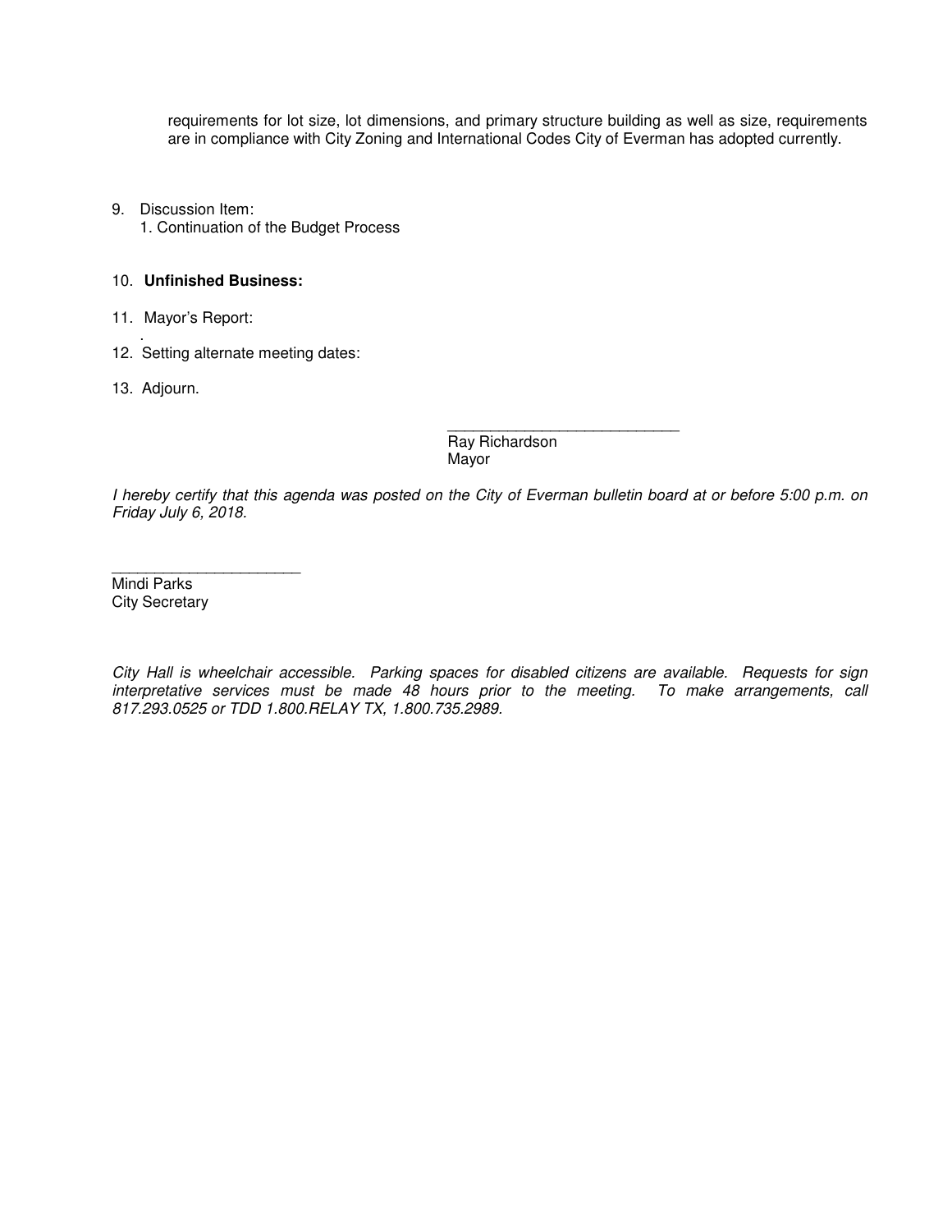requirements for lot size, lot dimensions, and primary structure building as well as size, requirements are in compliance with City Zoning and International Codes City of Everman has adopted currently.

9. Discussion Item:
   1. Continuation of the Budget Process

10. **Unfinished Business:**

11. Mayor's Report:

12. Setting alternate meeting dates:

13. Adjourn.

\_\_\_\_\_\_\_\_\_\_\_\_\_\_\_\_\_\_\_\_\_\_\_\_\_\_\_\_
Ray Richardson
Mayor

*I hereby certify that this agenda was posted on the City of Everman bulletin board at or before 5:00 p.m. on Friday July 6, 2018.*

\_\_\_\_\_\_\_\_\_\_\_\_\_\_\_\_\_\_\_\_\_\_
Mindi Parks
City Secretary

*City Hall is wheelchair accessible. Parking spaces for disabled citizens are available. Requests for sign interpretative services must be made 48 hours prior to the meeting. To make arrangements, call 817.293.0525 or TDD 1.800.RELAY TX, 1.800.735.2989.*